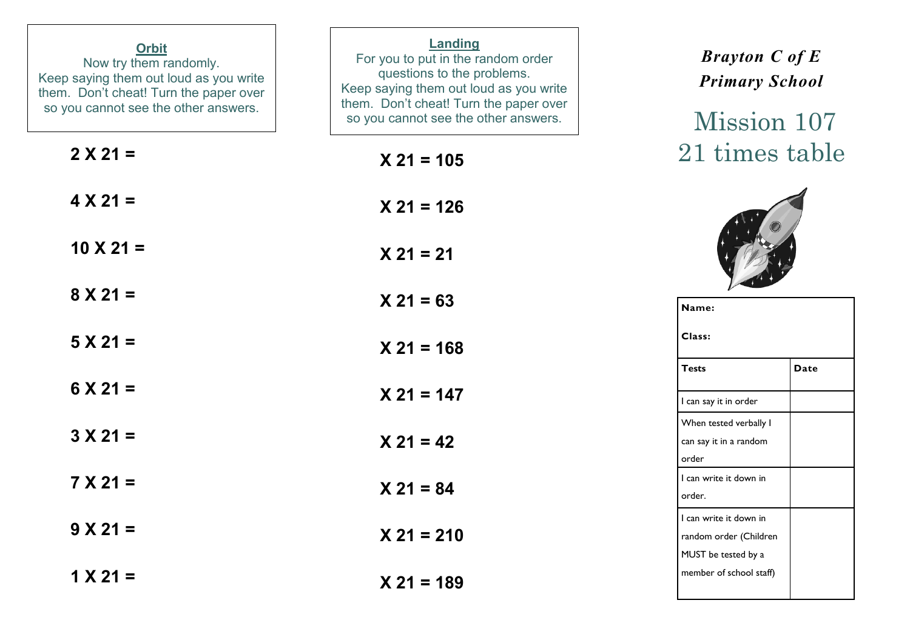## Orbit

Now try them randomly.
Keep saying them out loud as you write them. Don't cheat! Turn the paper over so you cannot see the other answers.

**2 X 21 =**

**4 X 21 =**

**10 X 21 =**

**8 X 21 =**

**5 X 21 =**

**6 X 21 =**

**3 X 21 =**

**7 X 21 =**

**9 X 21 =**

**1 X 21 =**

## Landing

For you to put in the random order questions to the problems.
Keep saying them out loud as you write them. Don't cheat! Turn the paper over so you cannot see the other answers.

**X 21 = 105**

**X 21 = 126**

**X 21 = 21**

**X 21 = 63**

**X 21 = 168**

**X 21 = 147**

**X 21 = 42**

**X 21 = 84**

**X 21 = 210**

**X 21 = 189**

***Brayton C of E Primary School***

# Mission 107
# 21 times table

**Name:**

**Class:**

| **Tests** | **Date** |
|---|---|
| I can say it in order | |
| When tested verbally I can say it in a random order | |
| I can write it down in order. | |
| I can write it down in random order (Children MUST be tested by a member of school staff) | |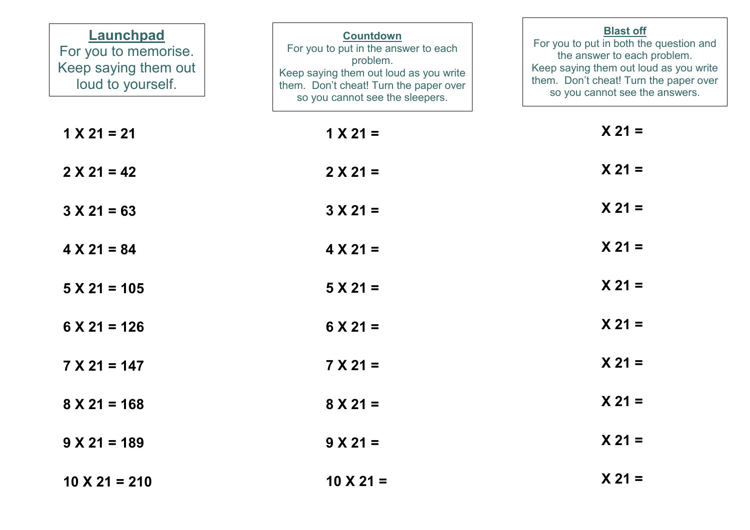**Launchpad**
For you to memorise. Keep saying them out loud to yourself.

**Countdown**
For you to put in the answer to each problem.
Keep saying them out loud as you write them. Don't cheat! Turn the paper over so you cannot see the sleepers.

**Blast off**
For you to put in both the question and the answer to each problem.
Keep saying them out loud as you write them. Don't cheat! Turn the paper over so you cannot see the answers.

| Launchpad | Countdown | Blast off |
| --- | --- | --- |
| **1 X 21 = 21** | **1 X 21 =** | **X 21 =** |
| **2 X 21 = 42** | **2 X 21 =** | **X 21 =** |
| **3 X 21 = 63** | **3 X 21 =** | **X 21 =** |
| **4 X 21 = 84** | **4 X 21 =** | **X 21 =** |
| **5 X 21 = 105** | **5 X 21 =** | **X 21 =** |
| **6 X 21 = 126** | **6 X 21 =** | **X 21 =** |
| **7 X 21 = 147** | **7 X 21 =** | **X 21 =** |
| **8 X 21 = 168** | **8 X 21 =** | **X 21 =** |
| **9 X 21 = 189** | **9 X 21 =** | **X 21 =** |
| **10 X 21 = 210** | **10 X 21 =** | **X 21 =** |